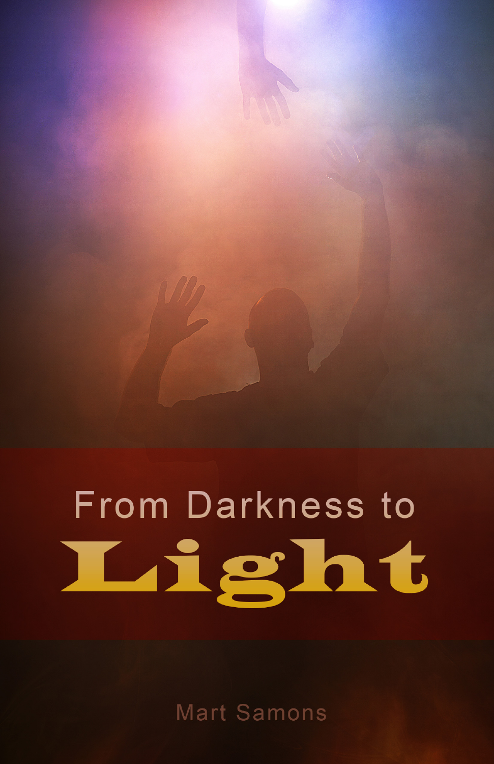# From Darkness to Light

Mart Samons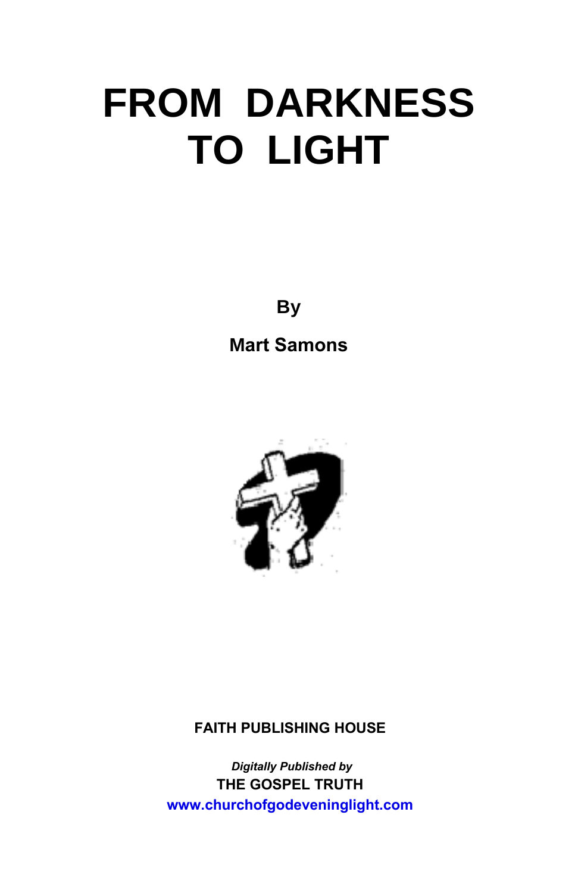# FROM DARKNESS TO LIGHT

**By**

**Mart Samons**

**FAITH PUBLISHING HOUSE**

***Digitally Published by***

**THE GOSPEL TRUTH**

**www.churchofgodeveninglight.com**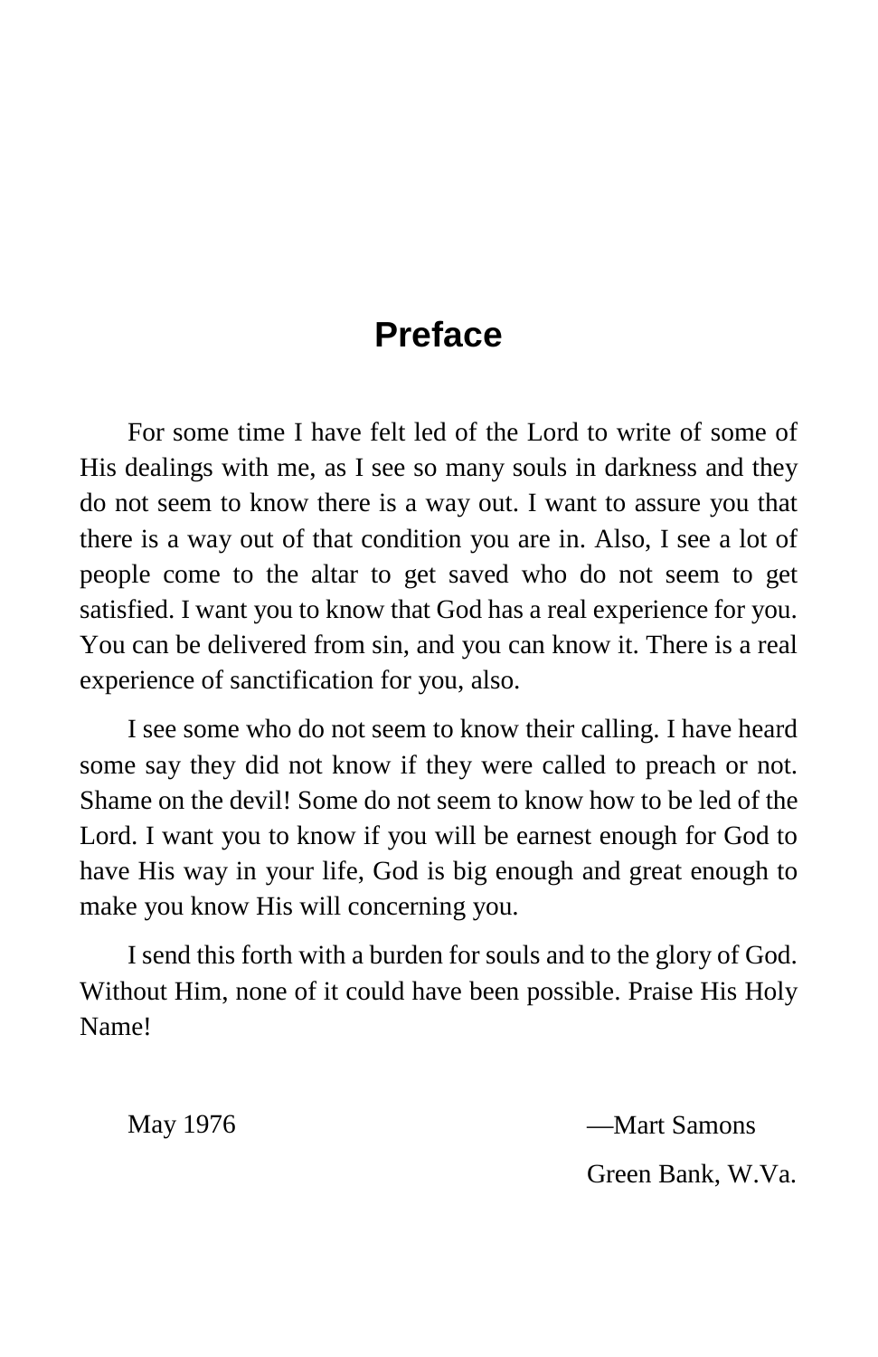# Preface

For some time I have felt led of the Lord to write of some of His dealings with me, as I see so many souls in darkness and they do not seem to know there is a way out. I want to assure you that there is a way out of that condition you are in. Also, I see a lot of people come to the altar to get saved who do not seem to get satisfied. I want you to know that God has a real experience for you. You can be delivered from sin, and you can know it. There is a real experience of sanctification for you, also.

I see some who do not seem to know their calling. I have heard some say they did not know if they were called to preach or not. Shame on the devil! Some do not seem to know how to be led of the Lord. I want you to know if you will be earnest enough for God to have His way in your life, God is big enough and great enough to make you know His will concerning you.

I send this forth with a burden for souls and to the glory of God. Without Him, none of it could have been possible. Praise His Holy Name!

May 1976

—Mart Samons
Green Bank, W.Va.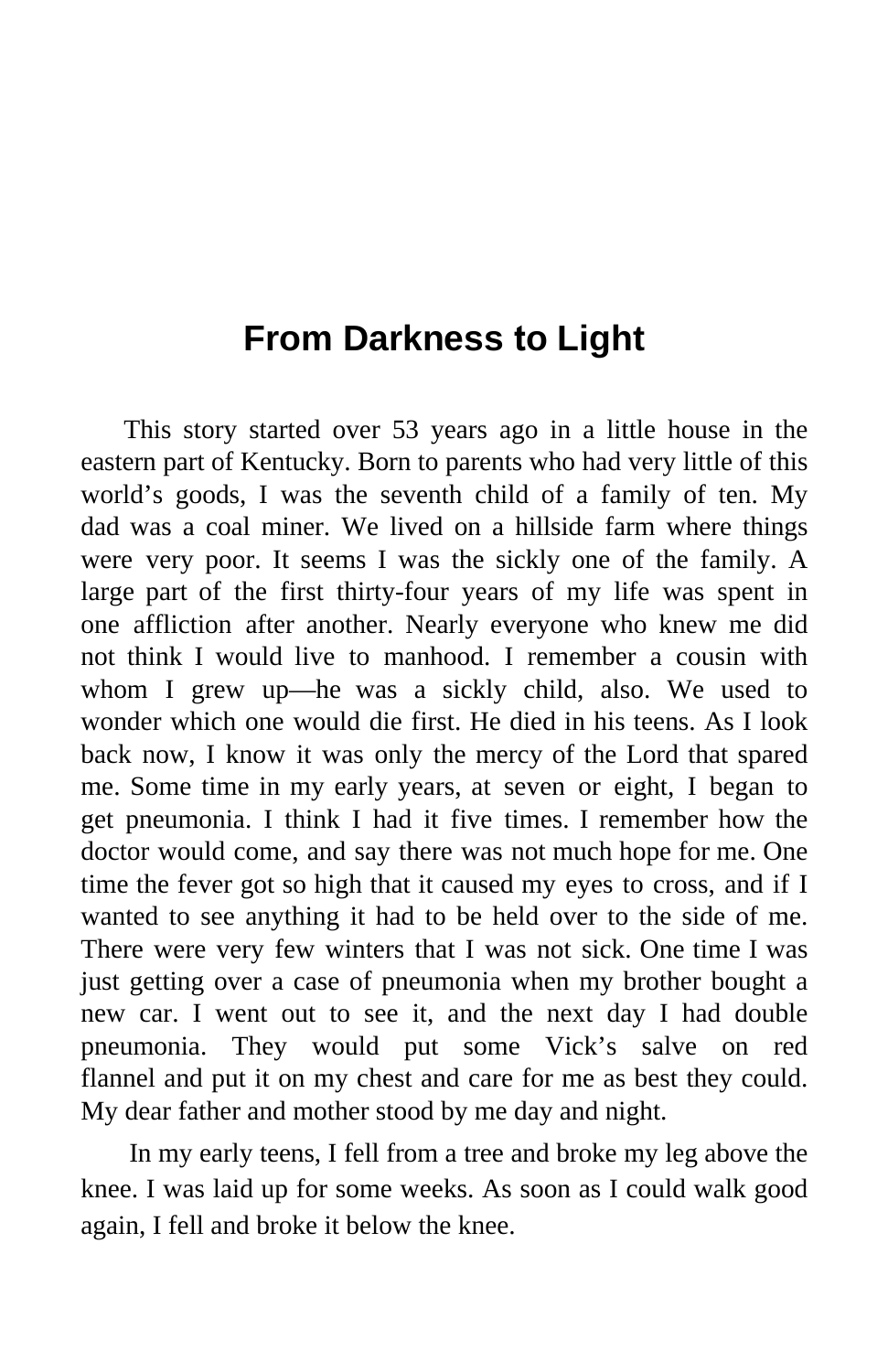# From Darkness to Light

This story started over 53 years ago in a little house in the eastern part of Kentucky. Born to parents who had very little of this world’s goods, I was the seventh child of a family of ten. My dad was a coal miner. We lived on a hillside farm where things were very poor. It seems I was the sickly one of the family. A large part of the first thirty-four years of my life was spent in one affliction after another. Nearly everyone who knew me did not think I would live to manhood. I remember a cousin with whom I grew up—he was a sickly child, also. We used to wonder which one would die first. He died in his teens. As I look back now, I know it was only the mercy of the Lord that spared me. Some time in my early years, at seven or eight, I began to get pneumonia. I think I had it five times. I remember how the doctor would come, and say there was not much hope for me. One time the fever got so high that it caused my eyes to cross, and if I wanted to see anything it had to be held over to the side of me. There were very few winters that I was not sick. One time I was just getting over a case of pneumonia when my brother bought a new car. I went out to see it, and the next day I had double pneumonia. They would put some Vick’s salve on red flannel and put it on my chest and care for me as best they could. My dear father and mother stood by me day and night.

In my early teens, I fell from a tree and broke my leg above the knee. I was laid up for some weeks. As soon as I could walk good again, I fell and broke it below the knee.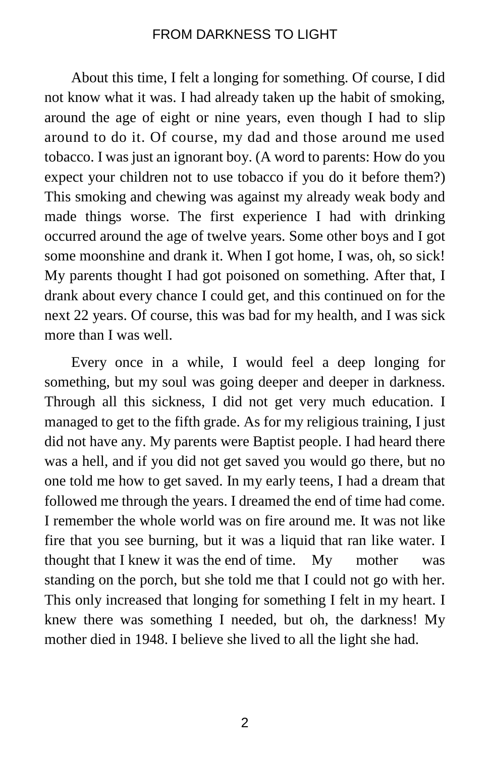About this time, I felt a longing for something. Of course, I did not know what it was. I had already taken up the habit of smoking, around the age of eight or nine years, even though I had to slip around to do it. Of course, my dad and those around me used tobacco. I was just an ignorant boy. (A word to parents: How do you expect your children not to use tobacco if you do it before them?) This smoking and chewing was against my already weak body and made things worse. The first experience I had with drinking occurred around the age of twelve years. Some other boys and I got some moonshine and drank it. When I got home, I was, oh, so sick! My parents thought I had got poisoned on something. After that, I drank about every chance I could get, and this continued on for the next 22 years. Of course, this was bad for my health, and I was sick more than I was well.

Every once in a while, I would feel a deep longing for something, but my soul was going deeper and deeper in darkness. Through all this sickness, I did not get very much education. I managed to get to the fifth grade. As for my religious training, I just did not have any. My parents were Baptist people. I had heard there was a hell, and if you did not get saved you would go there, but no one told me how to get saved. In my early teens, I had a dream that followed me through the years. I dreamed the end of time had come. I remember the whole world was on fire around me. It was not like fire that you see burning, but it was a liquid that ran like water. I thought that I knew it was the end of time. My mother was standing on the porch, but she told me that I could not go with her. This only increased that longing for something I felt in my heart. I knew there was something I needed, but oh, the darkness! My mother died in 1948. I believe she lived to all the light she had.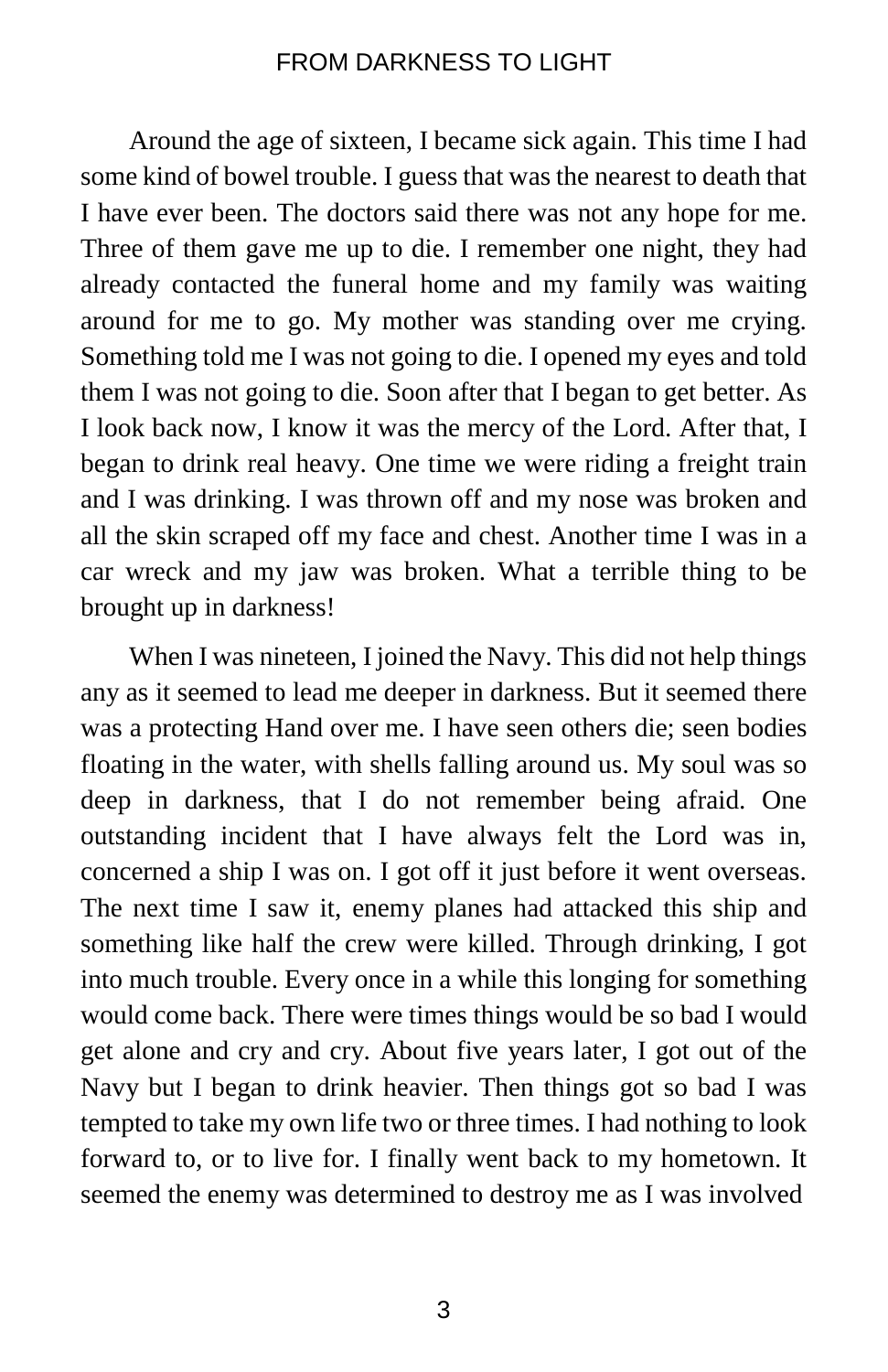Around the age of sixteen, I became sick again. This time I had some kind of bowel trouble. I guess that was the nearest to death that I have ever been. The doctors said there was not any hope for me. Three of them gave me up to die. I remember one night, they had already contacted the funeral home and my family was waiting around for me to go. My mother was standing over me crying. Something told me I was not going to die. I opened my eyes and told them I was not going to die. Soon after that I began to get better. As I look back now, I know it was the mercy of the Lord. After that, I began to drink real heavy. One time we were riding a freight train and I was drinking. I was thrown off and my nose was broken and all the skin scraped off my face and chest. Another time I was in a car wreck and my jaw was broken. What a terrible thing to be brought up in darkness!

When I was nineteen, I joined the Navy. This did not help things any as it seemed to lead me deeper in darkness. But it seemed there was a protecting Hand over me. I have seen others die; seen bodies floating in the water, with shells falling around us. My soul was so deep in darkness, that I do not remember being afraid. One outstanding incident that I have always felt the Lord was in, concerned a ship I was on. I got off it just before it went overseas. The next time I saw it, enemy planes had attacked this ship and something like half the crew were killed. Through drinking, I got into much trouble. Every once in a while this longing for something would come back. There were times things would be so bad I would get alone and cry and cry. About five years later, I got out of the Navy but I began to drink heavier. Then things got so bad I was tempted to take my own life two or three times. I had nothing to look forward to, or to live for. I finally went back to my hometown. It seemed the enemy was determined to destroy me as I was involved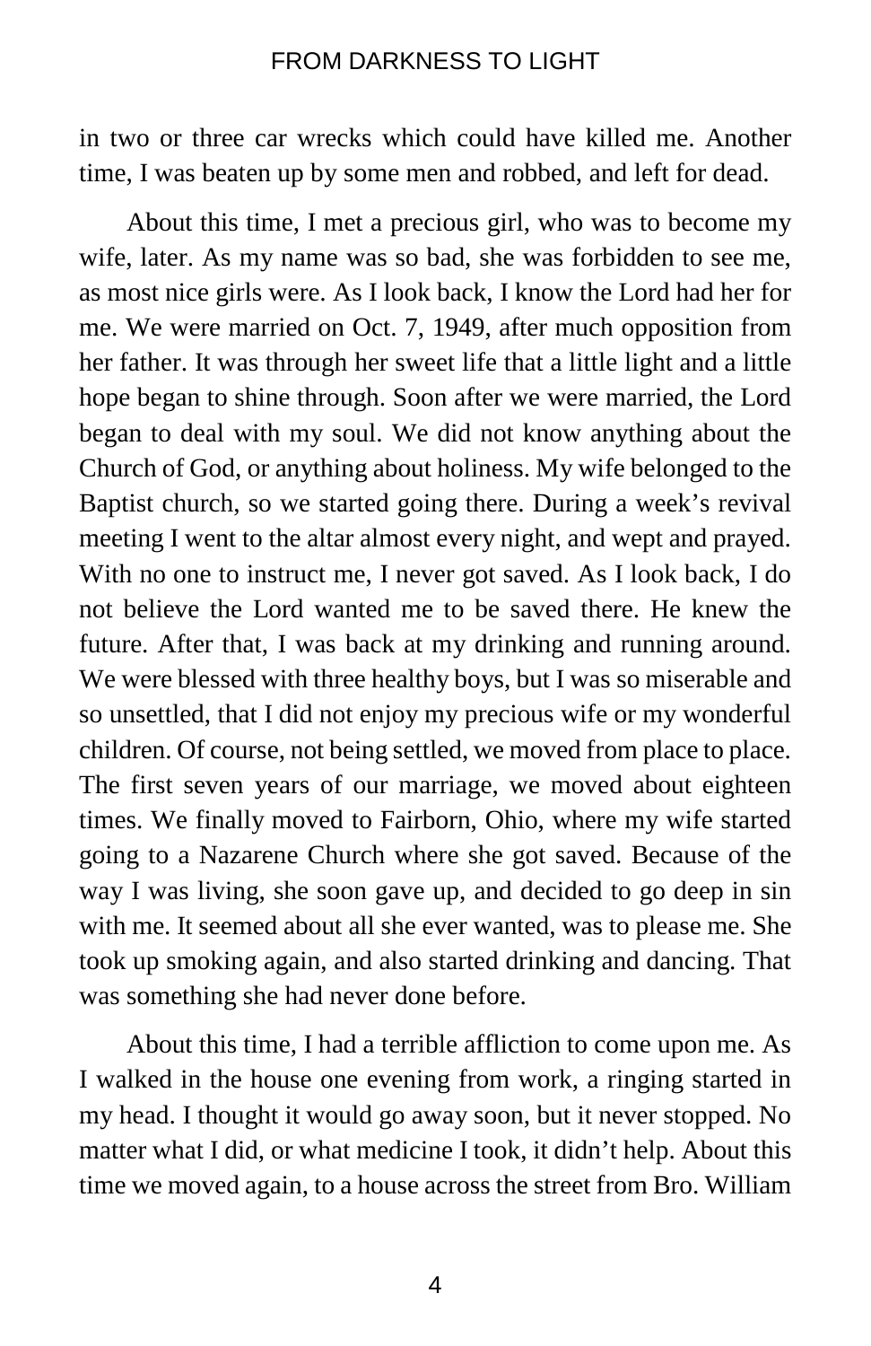in two or three car wrecks which could have killed me. Another time, I was beaten up by some men and robbed, and left for dead.

About this time, I met a precious girl, who was to become my wife, later. As my name was so bad, she was forbidden to see me, as most nice girls were. As I look back, I know the Lord had her for me. We were married on Oct. 7, 1949, after much opposition from her father. It was through her sweet life that a little light and a little hope began to shine through. Soon after we were married, the Lord began to deal with my soul. We did not know anything about the Church of God, or anything about holiness. My wife belonged to the Baptist church, so we started going there. During a week's revival meeting I went to the altar almost every night, and wept and prayed. With no one to instruct me, I never got saved. As I look back, I do not believe the Lord wanted me to be saved there. He knew the future. After that, I was back at my drinking and running around. We were blessed with three healthy boys, but I was so miserable and so unsettled, that I did not enjoy my precious wife or my wonderful children. Of course, not being settled, we moved from place to place. The first seven years of our marriage, we moved about eighteen times. We finally moved to Fairborn, Ohio, where my wife started going to a Nazarene Church where she got saved. Because of the way I was living, she soon gave up, and decided to go deep in sin with me. It seemed about all she ever wanted, was to please me. She took up smoking again, and also started drinking and dancing. That was something she had never done before.

About this time, I had a terrible affliction to come upon me. As I walked in the house one evening from work, a ringing started in my head. I thought it would go away soon, but it never stopped. No matter what I did, or what medicine I took, it didn't help. About this time we moved again, to a house across the street from Bro. William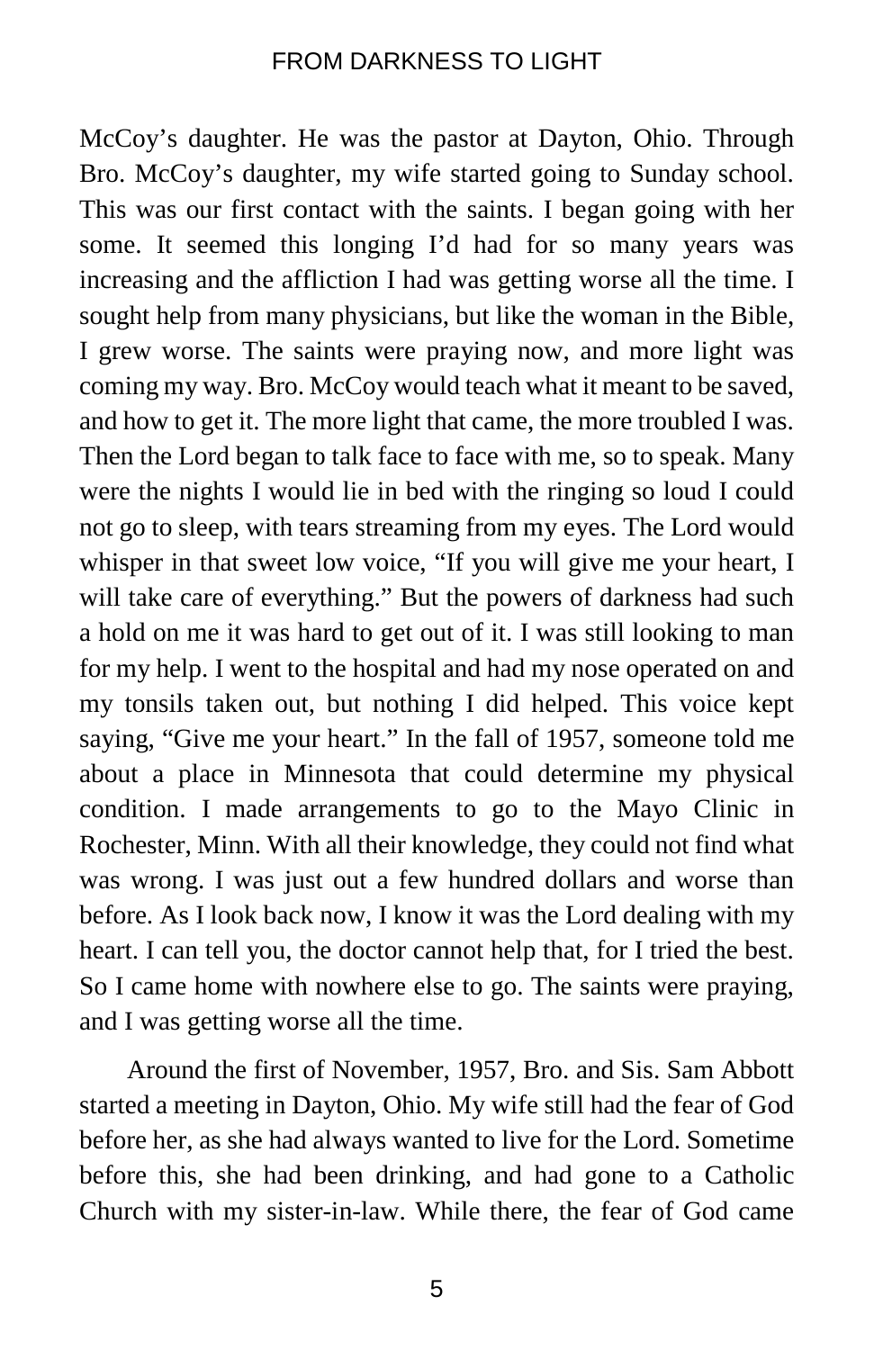McCoy's daughter. He was the pastor at Dayton, Ohio. Through Bro. McCoy's daughter, my wife started going to Sunday school. This was our first contact with the saints. I began going with her some. It seemed this longing I'd had for so many years was increasing and the affliction I had was getting worse all the time. I sought help from many physicians, but like the woman in the Bible, I grew worse. The saints were praying now, and more light was coming my way. Bro. McCoy would teach what it meant to be saved, and how to get it. The more light that came, the more troubled I was. Then the Lord began to talk face to face with me, so to speak. Many were the nights I would lie in bed with the ringing so loud I could not go to sleep, with tears streaming from my eyes. The Lord would whisper in that sweet low voice, "If you will give me your heart, I will take care of everything." But the powers of darkness had such a hold on me it was hard to get out of it. I was still looking to man for my help. I went to the hospital and had my nose operated on and my tonsils taken out, but nothing I did helped. This voice kept saying, "Give me your heart." In the fall of 1957, someone told me about a place in Minnesota that could determine my physical condition. I made arrangements to go to the Mayo Clinic in Rochester, Minn. With all their knowledge, they could not find what was wrong. I was just out a few hundred dollars and worse than before. As I look back now, I know it was the Lord dealing with my heart. I can tell you, the doctor cannot help that, for I tried the best. So I came home with nowhere else to go. The saints were praying, and I was getting worse all the time.

Around the first of November, 1957, Bro. and Sis. Sam Abbott started a meeting in Dayton, Ohio. My wife still had the fear of God before her, as she had always wanted to live for the Lord. Sometime before this, she had been drinking, and had gone to a Catholic Church with my sister-in-law. While there, the fear of God came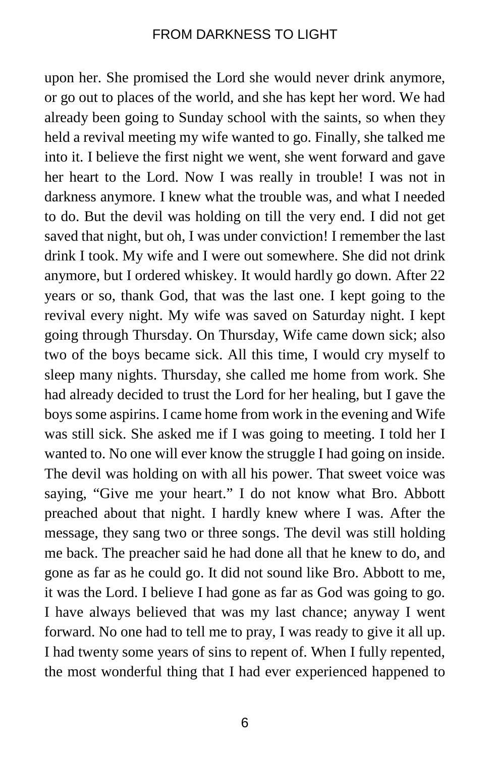upon her. She promised the Lord she would never drink anymore, or go out to places of the world, and she has kept her word. We had already been going to Sunday school with the saints, so when they held a revival meeting my wife wanted to go. Finally, she talked me into it. I believe the first night we went, she went forward and gave her heart to the Lord. Now I was really in trouble! I was not in darkness anymore. I knew what the trouble was, and what I needed to do. But the devil was holding on till the very end. I did not get saved that night, but oh, I was under conviction! I remember the last drink I took. My wife and I were out somewhere. She did not drink anymore, but I ordered whiskey. It would hardly go down. After 22 years or so, thank God, that was the last one. I kept going to the revival every night. My wife was saved on Saturday night. I kept going through Thursday. On Thursday, Wife came down sick; also two of the boys became sick. All this time, I would cry myself to sleep many nights. Thursday, she called me home from work. She had already decided to trust the Lord for her healing, but I gave the boys some aspirins. I came home from work in the evening and Wife was still sick. She asked me if I was going to meeting. I told her I wanted to. No one will ever know the struggle I had going on inside. The devil was holding on with all his power. That sweet voice was saying, "Give me your heart." I do not know what Bro. Abbott preached about that night. I hardly knew where I was. After the message, they sang two or three songs. The devil was still holding me back. The preacher said he had done all that he knew to do, and gone as far as he could go. It did not sound like Bro. Abbott to me, it was the Lord. I believe I had gone as far as God was going to go. I have always believed that was my last chance; anyway I went forward. No one had to tell me to pray, I was ready to give it all up. I had twenty some years of sins to repent of. When I fully repented, the most wonderful thing that I had ever experienced happened to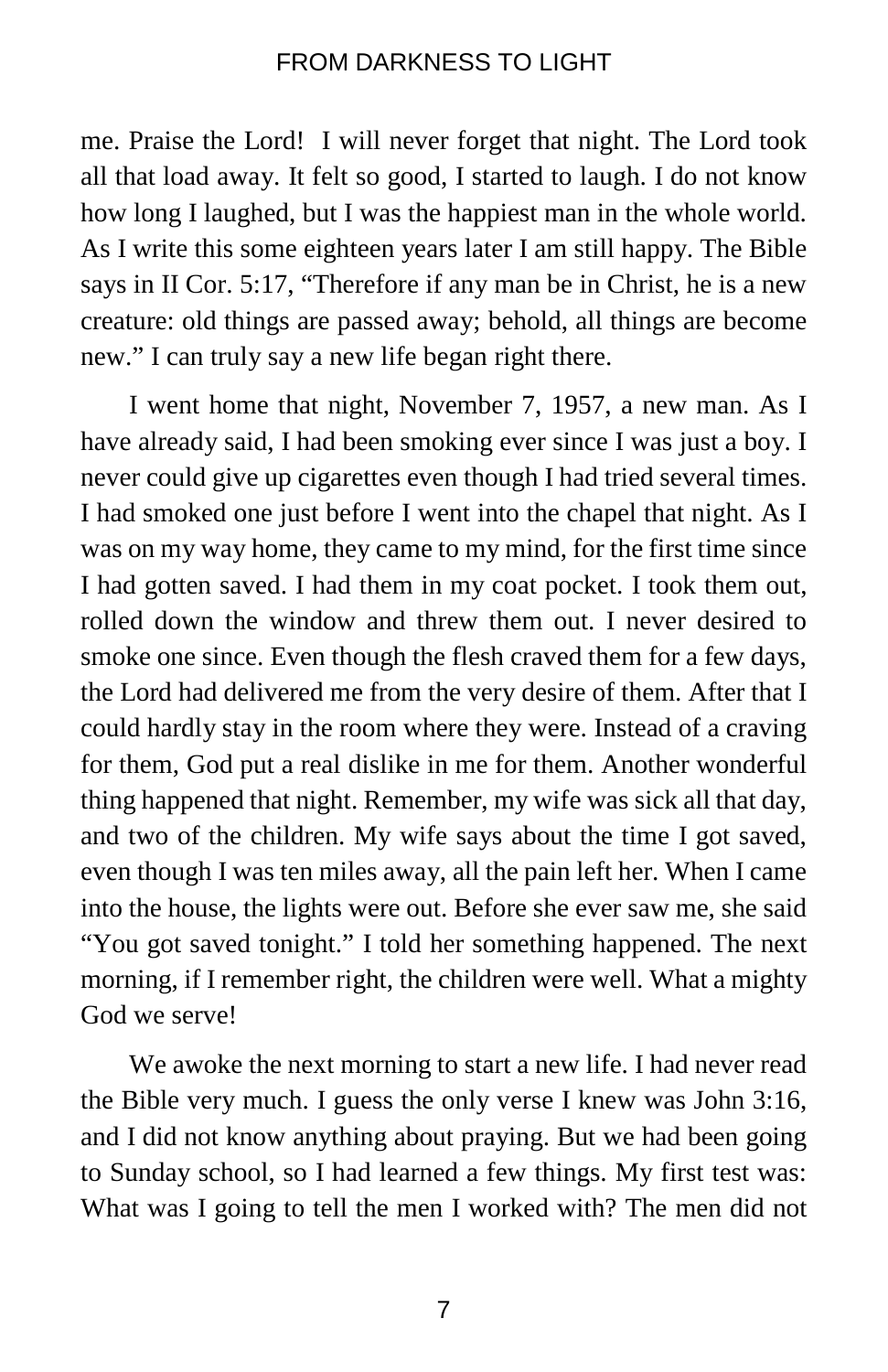me. Praise the Lord! I will never forget that night. The Lord took all that load away. It felt so good, I started to laugh. I do not know how long I laughed, but I was the happiest man in the whole world. As I write this some eighteen years later I am still happy. The Bible says in II Cor. 5:17, "Therefore if any man be in Christ, he is a new creature: old things are passed away; behold, all things are become new." I can truly say a new life began right there.

I went home that night, November 7, 1957, a new man. As I have already said, I had been smoking ever since I was just a boy. I never could give up cigarettes even though I had tried several times. I had smoked one just before I went into the chapel that night. As I was on my way home, they came to my mind, for the first time since I had gotten saved. I had them in my coat pocket. I took them out, rolled down the window and threw them out. I never desired to smoke one since. Even though the flesh craved them for a few days, the Lord had delivered me from the very desire of them. After that I could hardly stay in the room where they were. Instead of a craving for them, God put a real dislike in me for them. Another wonderful thing happened that night. Remember, my wife was sick all that day, and two of the children. My wife says about the time I got saved, even though I was ten miles away, all the pain left her. When I came into the house, the lights were out. Before she ever saw me, she said "You got saved tonight." I told her something happened. The next morning, if I remember right, the children were well. What a mighty God we serve!

We awoke the next morning to start a new life. I had never read the Bible very much. I guess the only verse I knew was John 3:16, and I did not know anything about praying. But we had been going to Sunday school, so I had learned a few things. My first test was: What was I going to tell the men I worked with? The men did not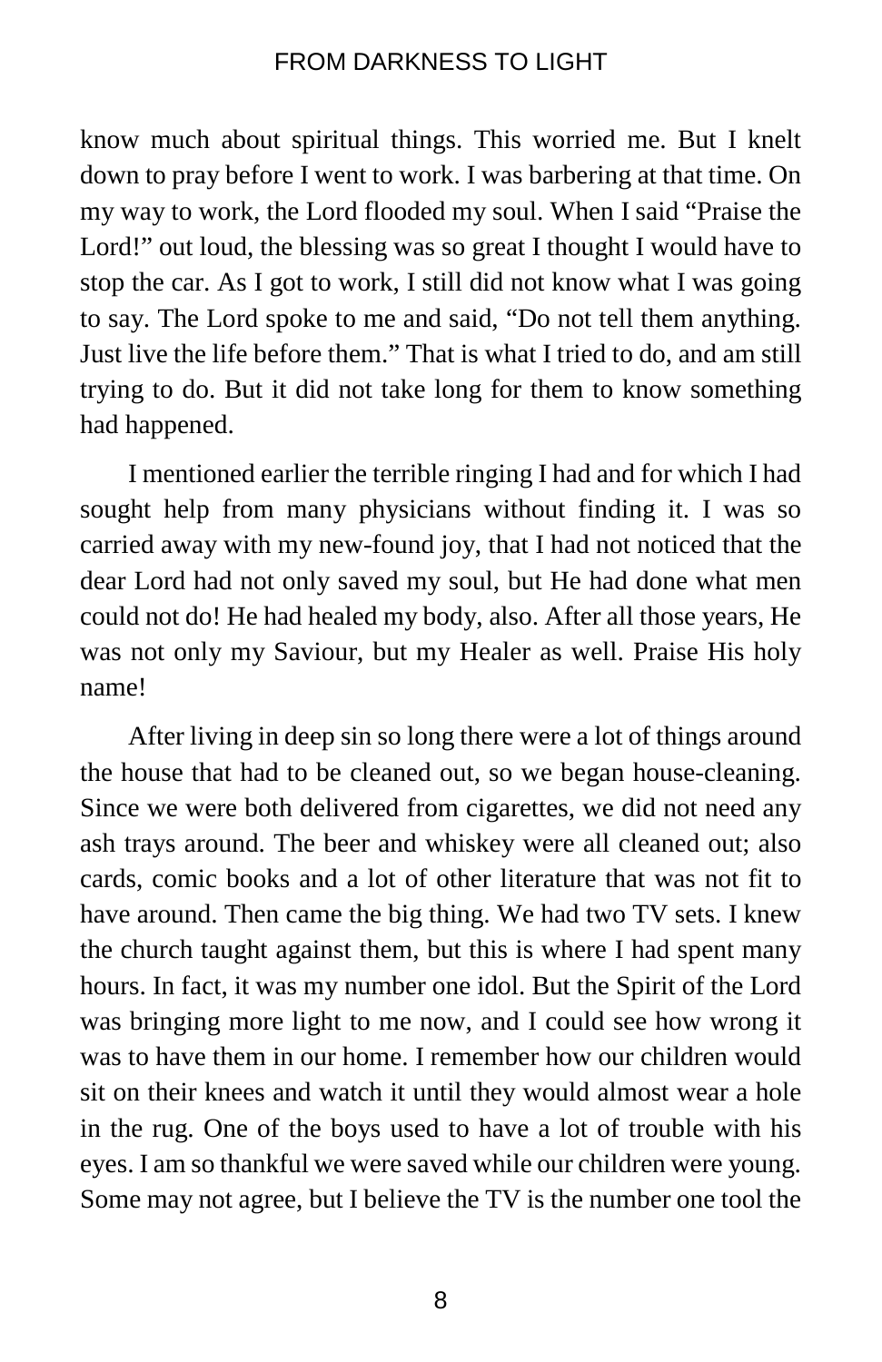know much about spiritual things. This worried me. But I knelt down to pray before I went to work. I was barbering at that time. On my way to work, the Lord flooded my soul. When I said "Praise the Lord!" out loud, the blessing was so great I thought I would have to stop the car. As I got to work, I still did not know what I was going to say. The Lord spoke to me and said, "Do not tell them anything. Just live the life before them." That is what I tried to do, and am still trying to do. But it did not take long for them to know something had happened.

I mentioned earlier the terrible ringing I had and for which I had sought help from many physicians without finding it. I was so carried away with my new-found joy, that I had not noticed that the dear Lord had not only saved my soul, but He had done what men could not do! He had healed my body, also. After all those years, He was not only my Saviour, but my Healer as well. Praise His holy name!

After living in deep sin so long there were a lot of things around the house that had to be cleaned out, so we began house-cleaning. Since we were both delivered from cigarettes, we did not need any ash trays around. The beer and whiskey were all cleaned out; also cards, comic books and a lot of other literature that was not fit to have around. Then came the big thing. We had two TV sets. I knew the church taught against them, but this is where I had spent many hours. In fact, it was my number one idol. But the Spirit of the Lord was bringing more light to me now, and I could see how wrong it was to have them in our home. I remember how our children would sit on their knees and watch it until they would almost wear a hole in the rug. One of the boys used to have a lot of trouble with his eyes. I am so thankful we were saved while our children were young. Some may not agree, but I believe the TV is the number one tool the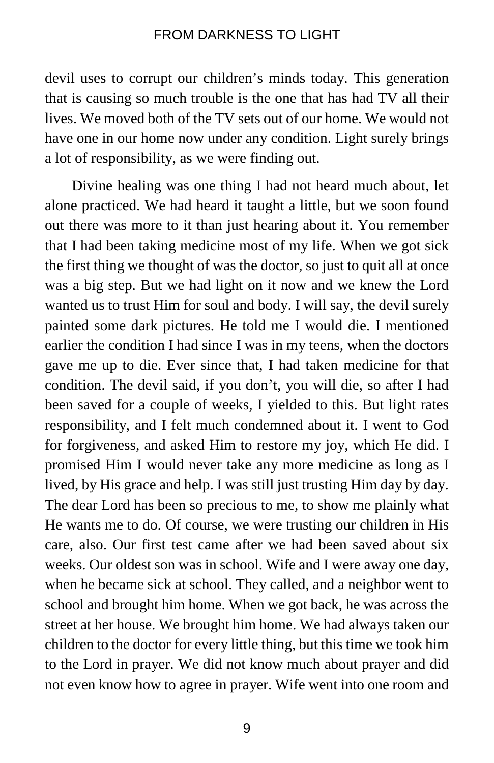devil uses to corrupt our children's minds today. This generation that is causing so much trouble is the one that has had TV all their lives. We moved both of the TV sets out of our home. We would not have one in our home now under any condition. Light surely brings a lot of responsibility, as we were finding out.

Divine healing was one thing I had not heard much about, let alone practiced. We had heard it taught a little, but we soon found out there was more to it than just hearing about it. You remember that I had been taking medicine most of my life. When we got sick the first thing we thought of was the doctor, so just to quit all at once was a big step. But we had light on it now and we knew the Lord wanted us to trust Him for soul and body. I will say, the devil surely painted some dark pictures. He told me I would die. I mentioned earlier the condition I had since I was in my teens, when the doctors gave me up to die. Ever since that, I had taken medicine for that condition. The devil said, if you don't, you will die, so after I had been saved for a couple of weeks, I yielded to this. But light rates responsibility, and I felt much condemned about it. I went to God for forgiveness, and asked Him to restore my joy, which He did. I promised Him I would never take any more medicine as long as I lived, by His grace and help. I was still just trusting Him day by day. The dear Lord has been so precious to me, to show me plainly what He wants me to do. Of course, we were trusting our children in His care, also. Our first test came after we had been saved about six weeks. Our oldest son was in school. Wife and I were away one day, when he became sick at school. They called, and a neighbor went to school and brought him home. When we got back, he was across the street at her house. We brought him home. We had always taken our children to the doctor for every little thing, but this time we took him to the Lord in prayer. We did not know much about prayer and did not even know how to agree in prayer. Wife went into one room and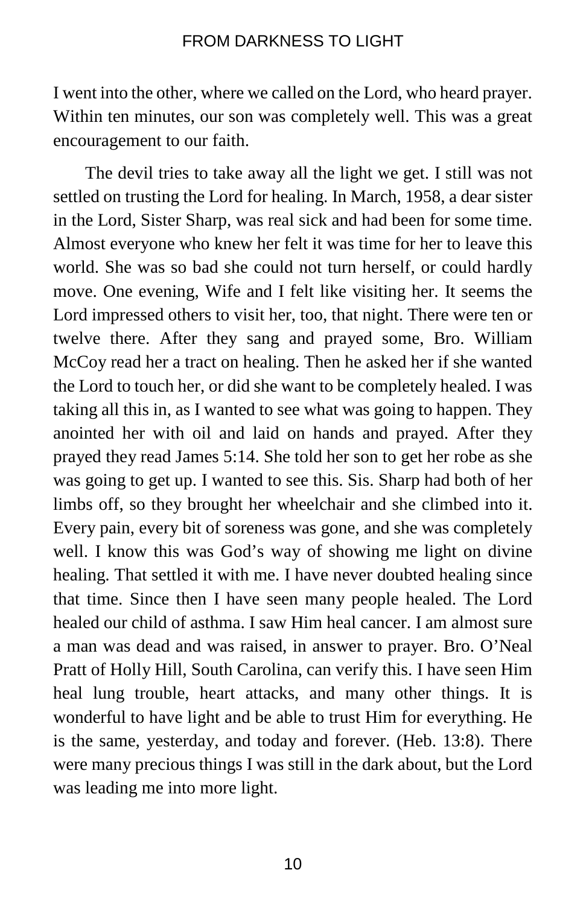I went into the other, where we called on the Lord, who heard prayer. Within ten minutes, our son was completely well. This was a great encouragement to our faith.

The devil tries to take away all the light we get. I still was not settled on trusting the Lord for healing. In March, 1958, a dear sister in the Lord, Sister Sharp, was real sick and had been for some time. Almost everyone who knew her felt it was time for her to leave this world. She was so bad she could not turn herself, or could hardly move. One evening, Wife and I felt like visiting her. It seems the Lord impressed others to visit her, too, that night. There were ten or twelve there. After they sang and prayed some, Bro. William McCoy read her a tract on healing. Then he asked her if she wanted the Lord to touch her, or did she want to be completely healed. I was taking all this in, as I wanted to see what was going to happen. They anointed her with oil and laid on hands and prayed. After they prayed they read James 5:14. She told her son to get her robe as she was going to get up. I wanted to see this. Sis. Sharp had both of her limbs off, so they brought her wheelchair and she climbed into it. Every pain, every bit of soreness was gone, and she was completely well. I know this was God's way of showing me light on divine healing. That settled it with me. I have never doubted healing since that time. Since then I have seen many people healed. The Lord healed our child of asthma. I saw Him heal cancer. I am almost sure a man was dead and was raised, in answer to prayer. Bro. O'Neal Pratt of Holly Hill, South Carolina, can verify this. I have seen Him heal lung trouble, heart attacks, and many other things. It is wonderful to have light and be able to trust Him for everything. He is the same, yesterday, and today and forever. (Heb. 13:8). There were many precious things I was still in the dark about, but the Lord was leading me into more light.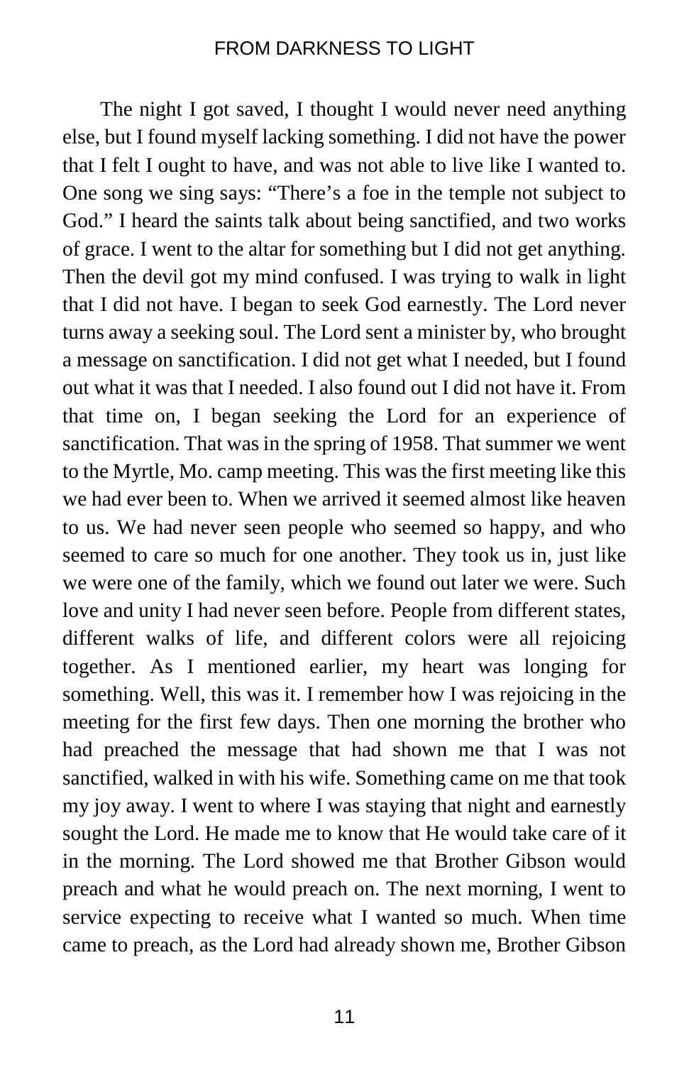The night I got saved, I thought I would never need anything else, but I found myself lacking something. I did not have the power that I felt I ought to have, and was not able to live like I wanted to. One song we sing says: "There's a foe in the temple not subject to God." I heard the saints talk about being sanctified, and two works of grace. I went to the altar for something but I did not get anything. Then the devil got my mind confused. I was trying to walk in light that I did not have. I began to seek God earnestly. The Lord never turns away a seeking soul. The Lord sent a minister by, who brought a message on sanctification. I did not get what I needed, but I found out what it was that I needed. I also found out I did not have it. From that time on, I began seeking the Lord for an experience of sanctification. That was in the spring of 1958. That summer we went to the Myrtle, Mo. camp meeting. This was the first meeting like this we had ever been to. When we arrived it seemed almost like heaven to us. We had never seen people who seemed so happy, and who seemed to care so much for one another. They took us in, just like we were one of the family, which we found out later we were. Such love and unity I had never seen before. People from different states, different walks of life, and different colors were all rejoicing together. As I mentioned earlier, my heart was longing for something. Well, this was it. I remember how I was rejoicing in the meeting for the first few days. Then one morning the brother who had preached the message that had shown me that I was not sanctified, walked in with his wife. Something came on me that took my joy away. I went to where I was staying that night and earnestly sought the Lord. He made me to know that He would take care of it in the morning. The Lord showed me that Brother Gibson would preach and what he would preach on. The next morning, I went to service expecting to receive what I wanted so much. When time came to preach, as the Lord had already shown me, Brother Gibson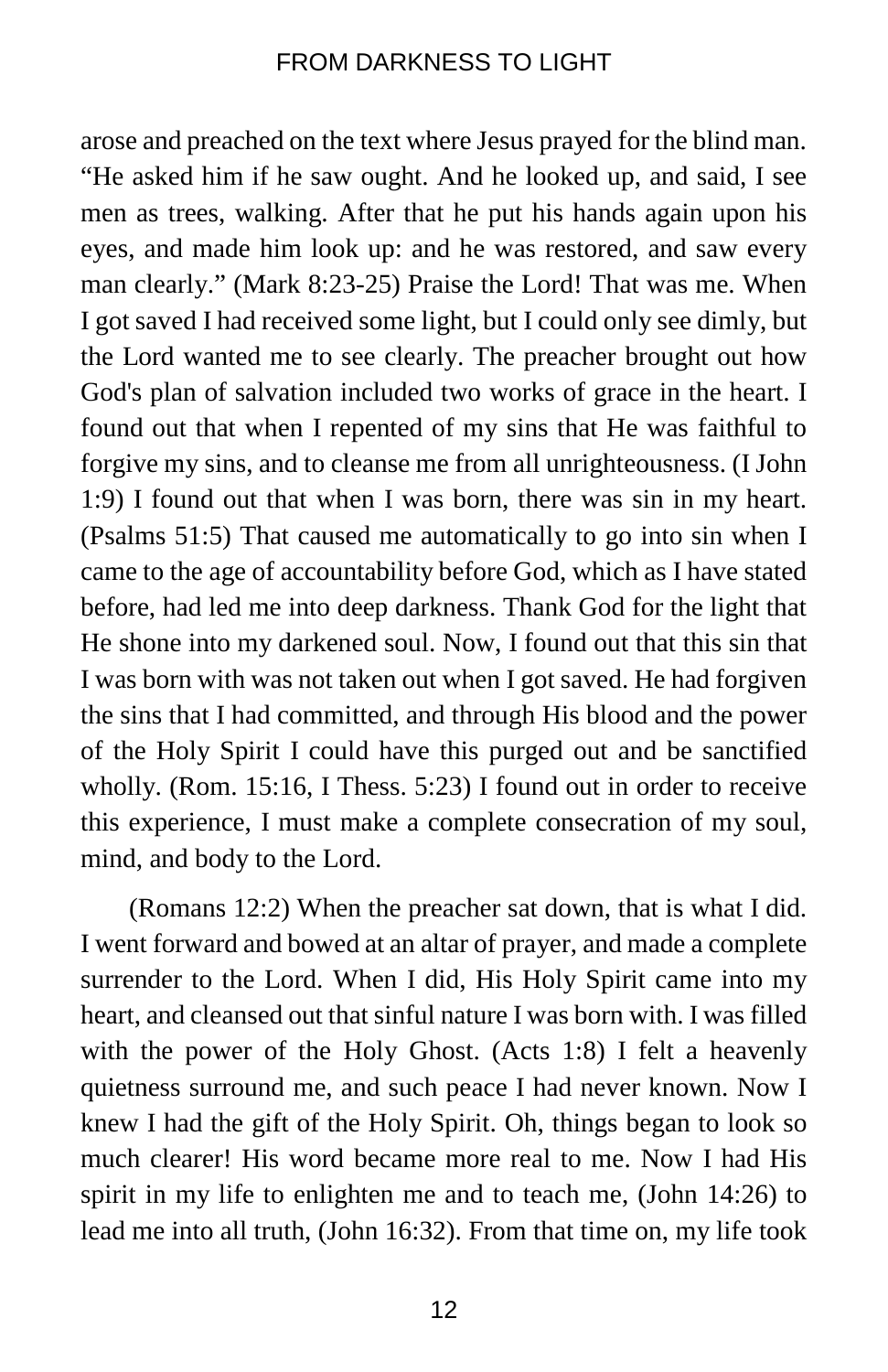arose and preached on the text where Jesus prayed for the blind man. “He asked him if he saw ought. And he looked up, and said, I see men as trees, walking. After that he put his hands again upon his eyes, and made him look up: and he was restored, and saw every man clearly.” (Mark 8:23-25) Praise the Lord! That was me. When I got saved I had received some light, but I could only see dimly, but the Lord wanted me to see clearly. The preacher brought out how God's plan of salvation included two works of grace in the heart. I found out that when I repented of my sins that He was faithful to forgive my sins, and to cleanse me from all unrighteousness. (I John 1:9) I found out that when I was born, there was sin in my heart. (Psalms 51:5) That caused me automatically to go into sin when I came to the age of accountability before God, which as I have stated before, had led me into deep darkness. Thank God for the light that He shone into my darkened soul. Now, I found out that this sin that I was born with was not taken out when I got saved. He had forgiven the sins that I had committed, and through His blood and the power of the Holy Spirit I could have this purged out and be sanctified wholly. (Rom. 15:16, I Thess. 5:23) I found out in order to receive this experience, I must make a complete consecration of my soul, mind, and body to the Lord.

(Romans 12:2) When the preacher sat down, that is what I did. I went forward and bowed at an altar of prayer, and made a complete surrender to the Lord. When I did, His Holy Spirit came into my heart, and cleansed out that sinful nature I was born with. I was filled with the power of the Holy Ghost. (Acts 1:8) I felt a heavenly quietness surround me, and such peace I had never known. Now I knew I had the gift of the Holy Spirit. Oh, things began to look so much clearer! His word became more real to me. Now I had His spirit in my life to enlighten me and to teach me, (John 14:26) to lead me into all truth, (John 16:32). From that time on, my life took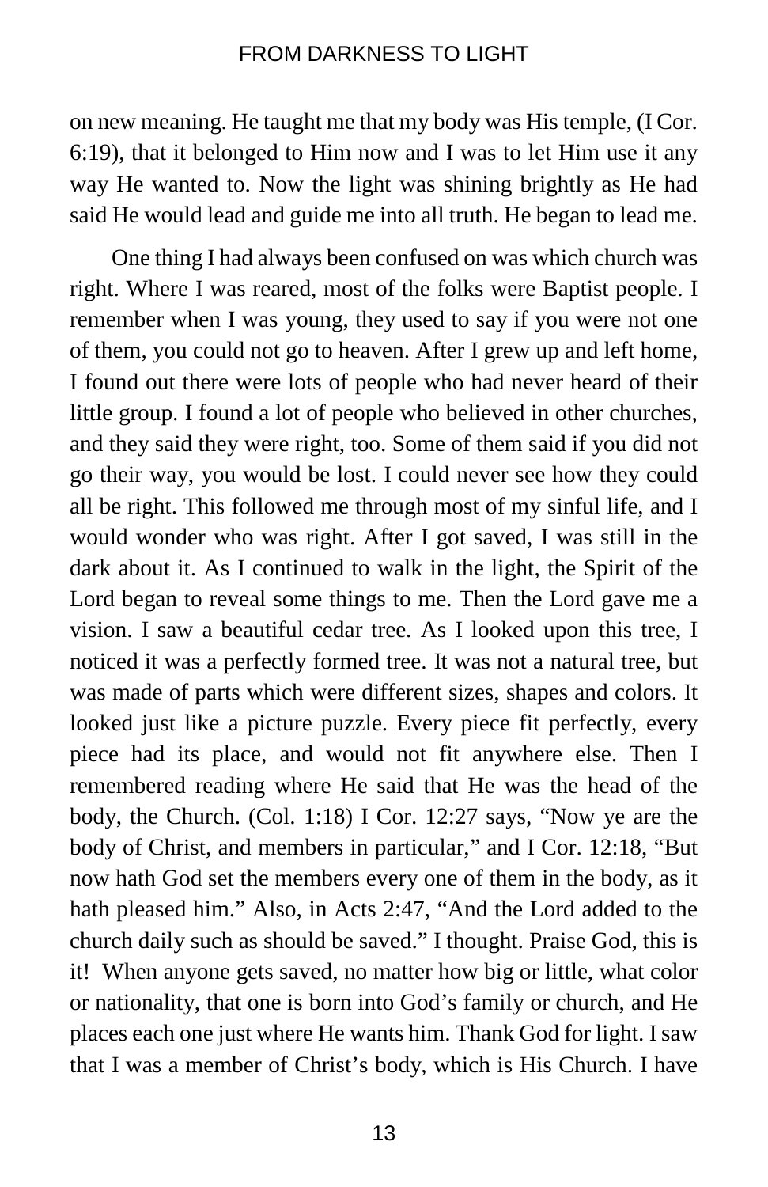on new meaning. He taught me that my body was His temple, (I Cor. 6:19), that it belonged to Him now and I was to let Him use it any way He wanted to. Now the light was shining brightly as He had said He would lead and guide me into all truth. He began to lead me.

One thing I had always been confused on was which church was right. Where I was reared, most of the folks were Baptist people. I remember when I was young, they used to say if you were not one of them, you could not go to heaven. After I grew up and left home, I found out there were lots of people who had never heard of their little group. I found a lot of people who believed in other churches, and they said they were right, too. Some of them said if you did not go their way, you would be lost. I could never see how they could all be right. This followed me through most of my sinful life, and I would wonder who was right. After I got saved, I was still in the dark about it. As I continued to walk in the light, the Spirit of the Lord began to reveal some things to me. Then the Lord gave me a vision. I saw a beautiful cedar tree. As I looked upon this tree, I noticed it was a perfectly formed tree. It was not a natural tree, but was made of parts which were different sizes, shapes and colors. It looked just like a picture puzzle. Every piece fit perfectly, every piece had its place, and would not fit anywhere else. Then I remembered reading where He said that He was the head of the body, the Church. (Col. 1:18) I Cor. 12:27 says, "Now ye are the body of Christ, and members in particular," and I Cor. 12:18, "But now hath God set the members every one of them in the body, as it hath pleased him." Also, in Acts 2:47, "And the Lord added to the church daily such as should be saved." I thought. Praise God, this is it! When anyone gets saved, no matter how big or little, what color or nationality, that one is born into God's family or church, and He places each one just where He wants him. Thank God for light. I saw that I was a member of Christ's body, which is His Church. I have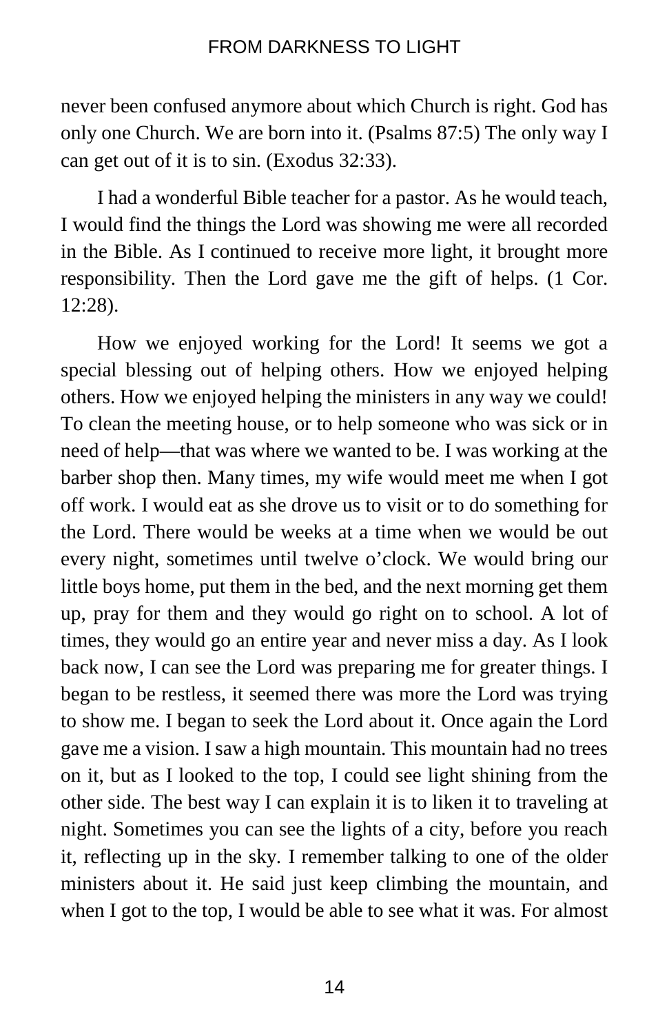never been confused anymore about which Church is right. God has only one Church. We are born into it. (Psalms 87:5) The only way I can get out of it is to sin. (Exodus 32:33).

I had a wonderful Bible teacher for a pastor. As he would teach, I would find the things the Lord was showing me were all recorded in the Bible. As I continued to receive more light, it brought more responsibility. Then the Lord gave me the gift of helps. (1 Cor. 12:28).

How we enjoyed working for the Lord! It seems we got a special blessing out of helping others. How we enjoyed helping others. How we enjoyed helping the ministers in any way we could! To clean the meeting house, or to help someone who was sick or in need of help—that was where we wanted to be. I was working at the barber shop then. Many times, my wife would meet me when I got off work. I would eat as she drove us to visit or to do something for the Lord. There would be weeks at a time when we would be out every night, sometimes until twelve o'clock. We would bring our little boys home, put them in the bed, and the next morning get them up, pray for them and they would go right on to school. A lot of times, they would go an entire year and never miss a day. As I look back now, I can see the Lord was preparing me for greater things. I began to be restless, it seemed there was more the Lord was trying to show me. I began to seek the Lord about it. Once again the Lord gave me a vision. I saw a high mountain. This mountain had no trees on it, but as I looked to the top, I could see light shining from the other side. The best way I can explain it is to liken it to traveling at night. Sometimes you can see the lights of a city, before you reach it, reflecting up in the sky. I remember talking to one of the older ministers about it. He said just keep climbing the mountain, and when I got to the top, I would be able to see what it was. For almost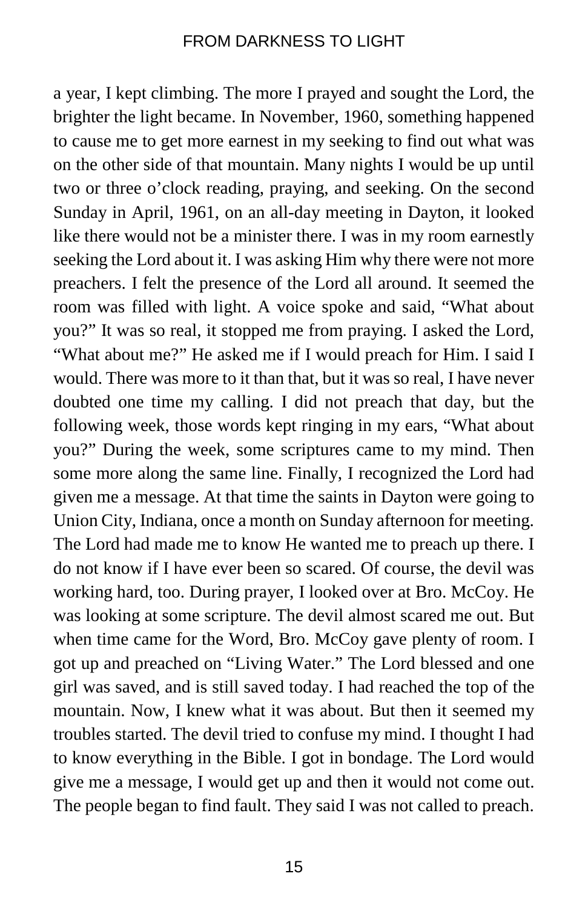a year, I kept climbing. The more I prayed and sought the Lord, the brighter the light became. In November, 1960, something happened to cause me to get more earnest in my seeking to find out what was on the other side of that mountain. Many nights I would be up until two or three o'clock reading, praying, and seeking. On the second Sunday in April, 1961, on an all-day meeting in Dayton, it looked like there would not be a minister there. I was in my room earnestly seeking the Lord about it. I was asking Him why there were not more preachers. I felt the presence of the Lord all around. It seemed the room was filled with light. A voice spoke and said, "What about you?" It was so real, it stopped me from praying. I asked the Lord, "What about me?" He asked me if I would preach for Him. I said I would. There was more to it than that, but it was so real, I have never doubted one time my calling. I did not preach that day, but the following week, those words kept ringing in my ears, "What about you?" During the week, some scriptures came to my mind. Then some more along the same line. Finally, I recognized the Lord had given me a message. At that time the saints in Dayton were going to Union City, Indiana, once a month on Sunday afternoon for meeting. The Lord had made me to know He wanted me to preach up there. I do not know if I have ever been so scared. Of course, the devil was working hard, too. During prayer, I looked over at Bro. McCoy. He was looking at some scripture. The devil almost scared me out. But when time came for the Word, Bro. McCoy gave plenty of room. I got up and preached on "Living Water." The Lord blessed and one girl was saved, and is still saved today. I had reached the top of the mountain. Now, I knew what it was about. But then it seemed my troubles started. The devil tried to confuse my mind. I thought I had to know everything in the Bible. I got in bondage. The Lord would give me a message, I would get up and then it would not come out. The people began to find fault. They said I was not called to preach.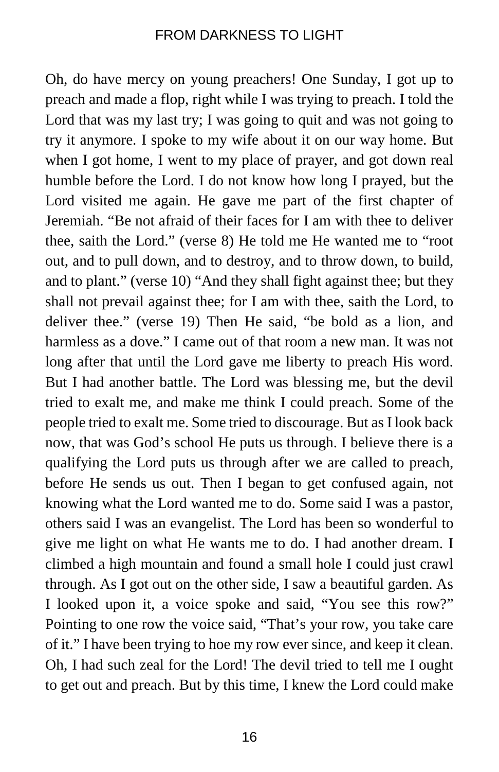Oh, do have mercy on young preachers! One Sunday, I got up to preach and made a flop, right while I was trying to preach. I told the Lord that was my last try; I was going to quit and was not going to try it anymore. I spoke to my wife about it on our way home. But when I got home, I went to my place of prayer, and got down real humble before the Lord. I do not know how long I prayed, but the Lord visited me again. He gave me part of the first chapter of Jeremiah. "Be not afraid of their faces for I am with thee to deliver thee, saith the Lord." (verse 8) He told me He wanted me to "root out, and to pull down, and to destroy, and to throw down, to build, and to plant." (verse 10) "And they shall fight against thee; but they shall not prevail against thee; for I am with thee, saith the Lord, to deliver thee." (verse 19) Then He said, "be bold as a lion, and harmless as a dove." I came out of that room a new man. It was not long after that until the Lord gave me liberty to preach His word. But I had another battle. The Lord was blessing me, but the devil tried to exalt me, and make me think I could preach. Some of the people tried to exalt me. Some tried to discourage. But as I look back now, that was God's school He puts us through. I believe there is a qualifying the Lord puts us through after we are called to preach, before He sends us out. Then I began to get confused again, not knowing what the Lord wanted me to do. Some said I was a pastor, others said I was an evangelist. The Lord has been so wonderful to give me light on what He wants me to do. I had another dream. I climbed a high mountain and found a small hole I could just crawl through. As I got out on the other side, I saw a beautiful garden. As I looked upon it, a voice spoke and said, "You see this row?" Pointing to one row the voice said, "That's your row, you take care of it." I have been trying to hoe my row ever since, and keep it clean. Oh, I had such zeal for the Lord! The devil tried to tell me I ought to get out and preach. But by this time, I knew the Lord could make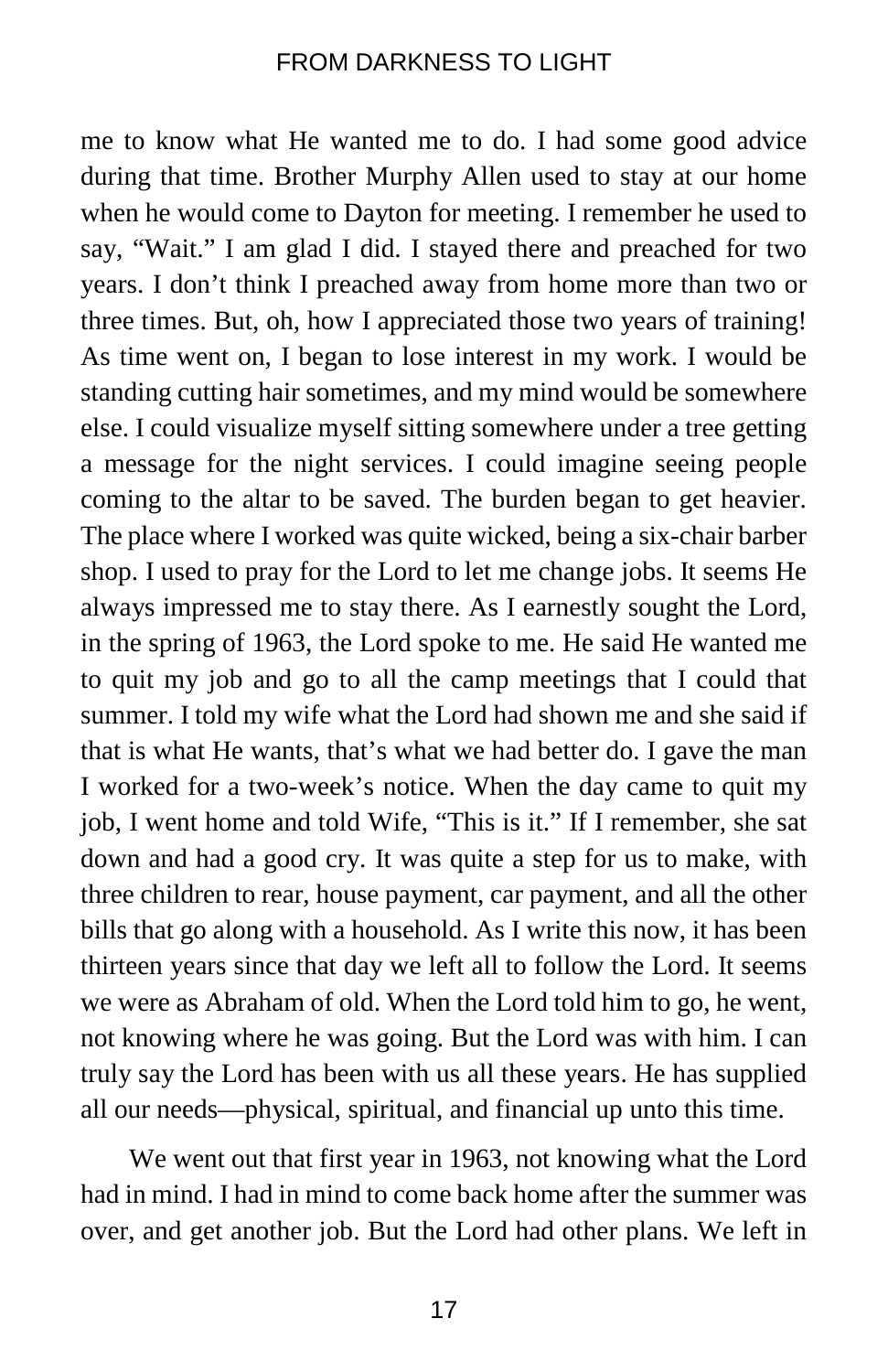me to know what He wanted me to do. I had some good advice during that time. Brother Murphy Allen used to stay at our home when he would come to Dayton for meeting. I remember he used to say, "Wait." I am glad I did. I stayed there and preached for two years. I don't think I preached away from home more than two or three times. But, oh, how I appreciated those two years of training! As time went on, I began to lose interest in my work. I would be standing cutting hair sometimes, and my mind would be somewhere else. I could visualize myself sitting somewhere under a tree getting a message for the night services. I could imagine seeing people coming to the altar to be saved. The burden began to get heavier. The place where I worked was quite wicked, being a six-chair barber shop. I used to pray for the Lord to let me change jobs. It seems He always impressed me to stay there. As I earnestly sought the Lord, in the spring of 1963, the Lord spoke to me. He said He wanted me to quit my job and go to all the camp meetings that I could that summer. I told my wife what the Lord had shown me and she said if that is what He wants, that's what we had better do. I gave the man I worked for a two-week's notice. When the day came to quit my job, I went home and told Wife, "This is it." If I remember, she sat down and had a good cry. It was quite a step for us to make, with three children to rear, house payment, car payment, and all the other bills that go along with a household. As I write this now, it has been thirteen years since that day we left all to follow the Lord. It seems we were as Abraham of old. When the Lord told him to go, he went, not knowing where he was going. But the Lord was with him. I can truly say the Lord has been with us all these years. He has supplied all our needs—physical, spiritual, and financial up unto this time.

We went out that first year in 1963, not knowing what the Lord had in mind. I had in mind to come back home after the summer was over, and get another job. But the Lord had other plans. We left in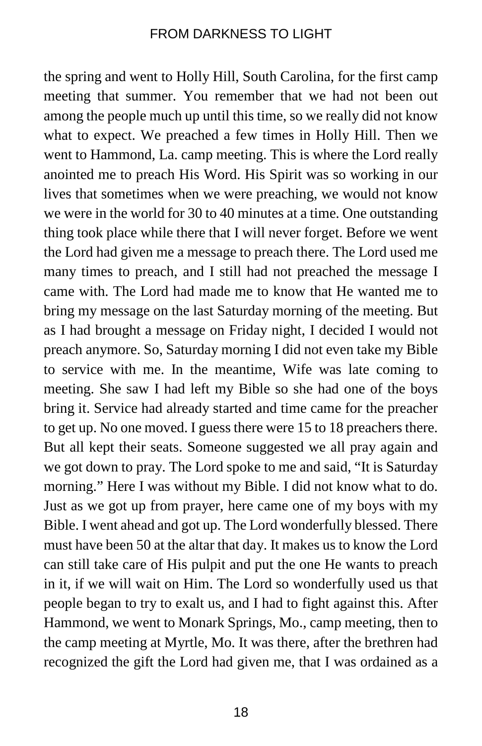the spring and went to Holly Hill, South Carolina, for the first camp meeting that summer. You remember that we had not been out among the people much up until this time, so we really did not know what to expect. We preached a few times in Holly Hill. Then we went to Hammond, La. camp meeting. This is where the Lord really anointed me to preach His Word. His Spirit was so working in our lives that sometimes when we were preaching, we would not know we were in the world for 30 to 40 minutes at a time. One outstanding thing took place while there that I will never forget. Before we went the Lord had given me a message to preach there. The Lord used me many times to preach, and I still had not preached the message I came with. The Lord had made me to know that He wanted me to bring my message on the last Saturday morning of the meeting. But as I had brought a message on Friday night, I decided I would not preach anymore. So, Saturday morning I did not even take my Bible to service with me. In the meantime, Wife was late coming to meeting. She saw I had left my Bible so she had one of the boys bring it. Service had already started and time came for the preacher to get up. No one moved. I guess there were 15 to 18 preachers there. But all kept their seats. Someone suggested we all pray again and we got down to pray. The Lord spoke to me and said, "It is Saturday morning." Here I was without my Bible. I did not know what to do. Just as we got up from prayer, here came one of my boys with my Bible. I went ahead and got up. The Lord wonderfully blessed. There must have been 50 at the altar that day. It makes us to know the Lord can still take care of His pulpit and put the one He wants to preach in it, if we will wait on Him. The Lord so wonderfully used us that people began to try to exalt us, and I had to fight against this. After Hammond, we went to Monark Springs, Mo., camp meeting, then to the camp meeting at Myrtle, Mo. It was there, after the brethren had recognized the gift the Lord had given me, that I was ordained as a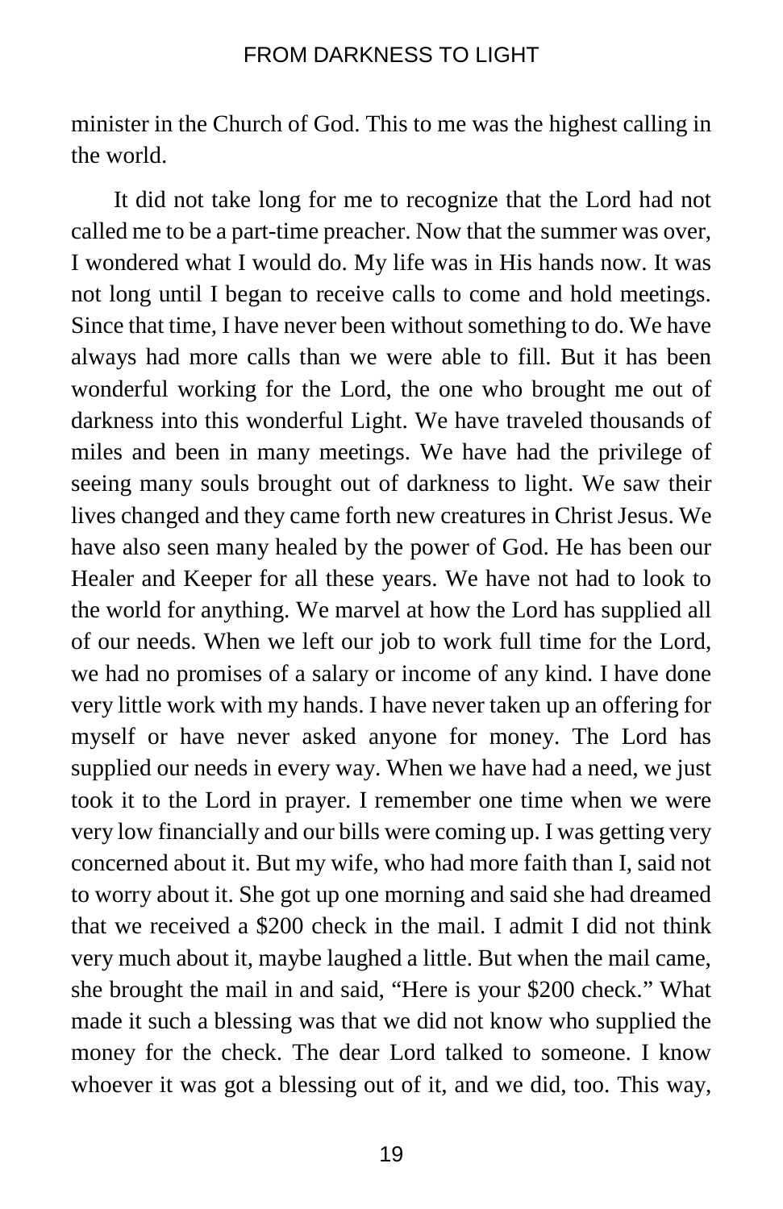minister in the Church of God. This to me was the highest calling in the world.

It did not take long for me to recognize that the Lord had not called me to be a part-time preacher. Now that the summer was over, I wondered what I would do. My life was in His hands now. It was not long until I began to receive calls to come and hold meetings. Since that time, I have never been without something to do. We have always had more calls than we were able to fill. But it has been wonderful working for the Lord, the one who brought me out of darkness into this wonderful Light. We have traveled thousands of miles and been in many meetings. We have had the privilege of seeing many souls brought out of darkness to light. We saw their lives changed and they came forth new creatures in Christ Jesus. We have also seen many healed by the power of God. He has been our Healer and Keeper for all these years. We have not had to look to the world for anything. We marvel at how the Lord has supplied all of our needs. When we left our job to work full time for the Lord, we had no promises of a salary or income of any kind. I have done very little work with my hands. I have never taken up an offering for myself or have never asked anyone for money. The Lord has supplied our needs in every way. When we have had a need, we just took it to the Lord in prayer. I remember one time when we were very low financially and our bills were coming up. I was getting very concerned about it. But my wife, who had more faith than I, said not to worry about it. She got up one morning and said she had dreamed that we received a $200 check in the mail. I admit I did not think very much about it, maybe laughed a little. But when the mail came, she brought the mail in and said, “Here is your $200 check.” What made it such a blessing was that we did not know who supplied the money for the check. The dear Lord talked to someone. I know whoever it was got a blessing out of it, and we did, too. This way,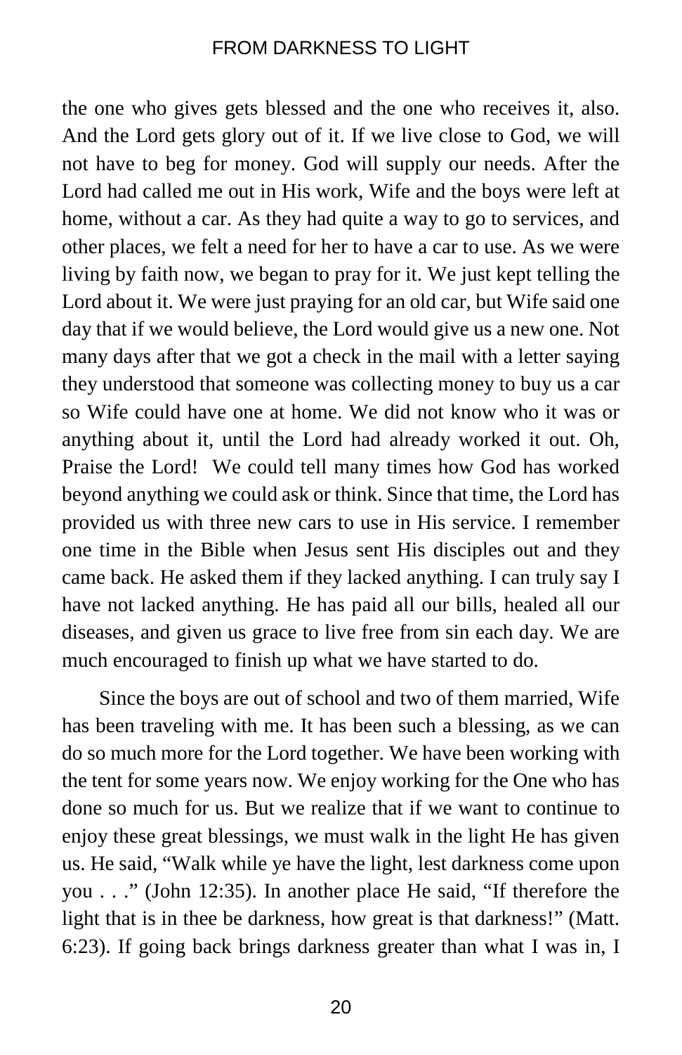the one who gives gets blessed and the one who receives it, also. And the Lord gets glory out of it. If we live close to God, we will not have to beg for money. God will supply our needs. After the Lord had called me out in His work, Wife and the boys were left at home, without a car. As they had quite a way to go to services, and other places, we felt a need for her to have a car to use. As we were living by faith now, we began to pray for it. We just kept telling the Lord about it. We were just praying for an old car, but Wife said one day that if we would believe, the Lord would give us a new one. Not many days after that we got a check in the mail with a letter saying they understood that someone was collecting money to buy us a car so Wife could have one at home. We did not know who it was or anything about it, until the Lord had already worked it out. Oh, Praise the Lord!  We could tell many times how God has worked beyond anything we could ask or think. Since that time, the Lord has provided us with three new cars to use in His service. I remember one time in the Bible when Jesus sent His disciples out and they came back. He asked them if they lacked anything. I can truly say I have not lacked anything. He has paid all our bills, healed all our diseases, and given us grace to live free from sin each day. We are much encouraged to finish up what we have started to do.

Since the boys are out of school and two of them married, Wife has been traveling with me. It has been such a blessing, as we can do so much more for the Lord together. We have been working with the tent for some years now. We enjoy working for the One who has done so much for us. But we realize that if we want to continue to enjoy these great blessings, we must walk in the light He has given us. He said, "Walk while ye have the light, lest darkness come upon you . . ." (John 12:35). In another place He said, "If therefore the light that is in thee be darkness, how great is that darkness!" (Matt. 6:23). If going back brings darkness greater than what I was in, I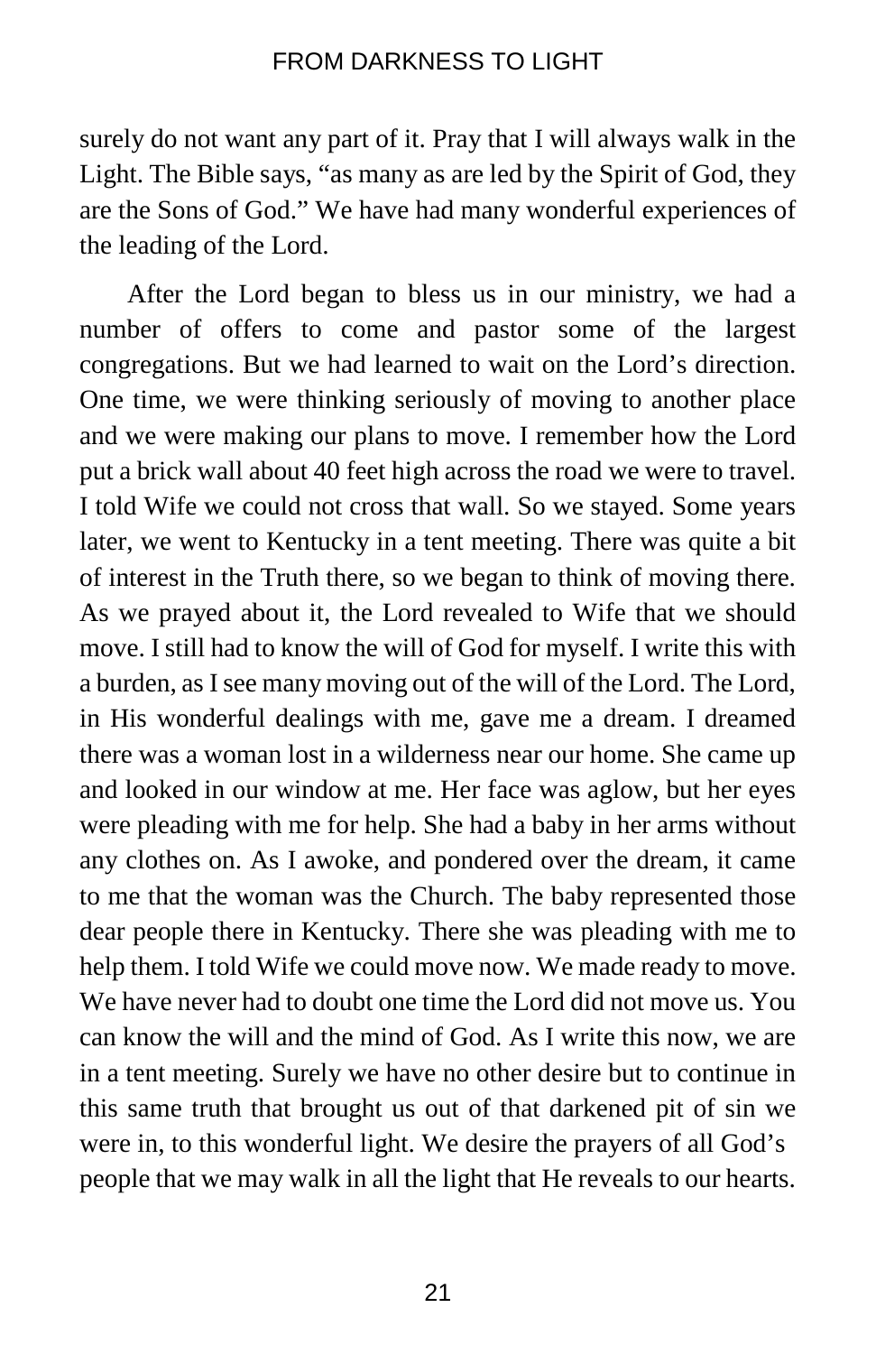surely do not want any part of it. Pray that I will always walk in the Light. The Bible says, "as many as are led by the Spirit of God, they are the Sons of God." We have had many wonderful experiences of the leading of the Lord.

After the Lord began to bless us in our ministry, we had a number of offers to come and pastor some of the largest congregations. But we had learned to wait on the Lord's direction. One time, we were thinking seriously of moving to another place and we were making our plans to move. I remember how the Lord put a brick wall about 40 feet high across the road we were to travel. I told Wife we could not cross that wall. So we stayed. Some years later, we went to Kentucky in a tent meeting. There was quite a bit of interest in the Truth there, so we began to think of moving there. As we prayed about it, the Lord revealed to Wife that we should move. I still had to know the will of God for myself. I write this with a burden, as I see many moving out of the will of the Lord. The Lord, in His wonderful dealings with me, gave me a dream. I dreamed there was a woman lost in a wilderness near our home. She came up and looked in our window at me. Her face was aglow, but her eyes were pleading with me for help. She had a baby in her arms without any clothes on. As I awoke, and pondered over the dream, it came to me that the woman was the Church. The baby represented those dear people there in Kentucky. There she was pleading with me to help them. I told Wife we could move now. We made ready to move. We have never had to doubt one time the Lord did not move us. You can know the will and the mind of God. As I write this now, we are in a tent meeting. Surely we have no other desire but to continue in this same truth that brought us out of that darkened pit of sin we were in, to this wonderful light. We desire the prayers of all God's people that we may walk in all the light that He reveals to our hearts.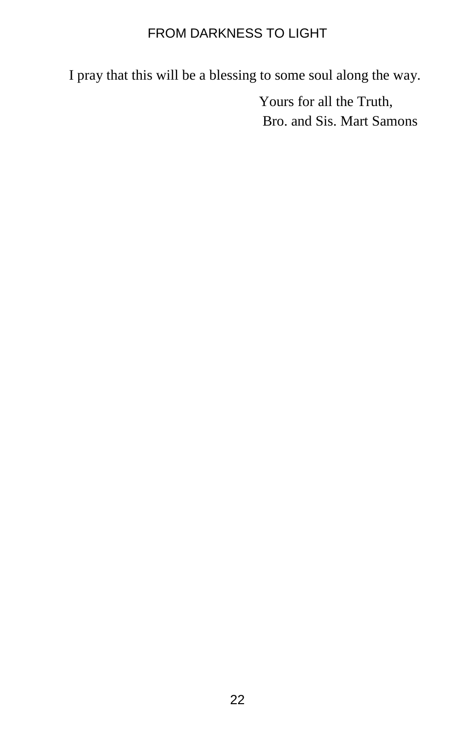I pray that this will be a blessing to some soul along the way.

Yours for all the Truth,  
Bro. and Sis. Mart Samons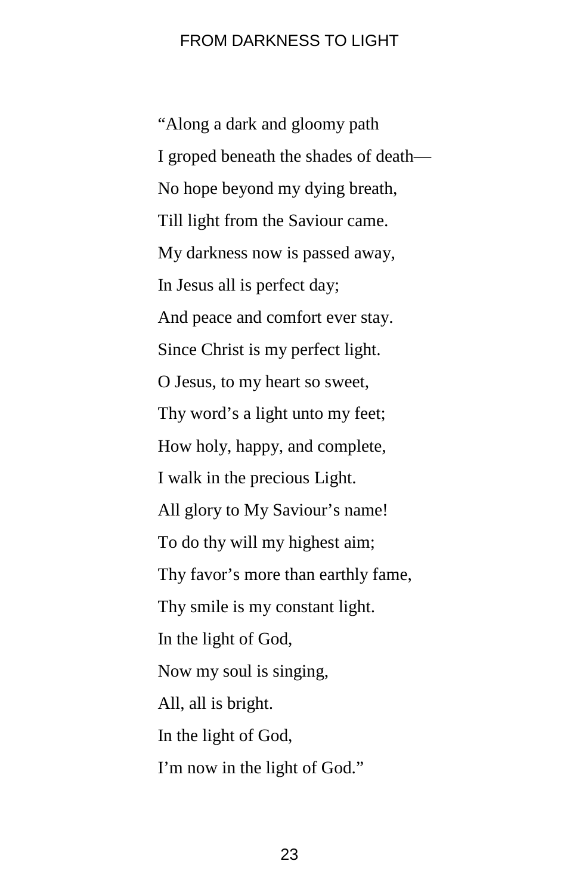“Along a dark and gloomy path  
I groped beneath the shades of death—  
No hope beyond my dying breath,  
Till light from the Saviour came.  
My darkness now is passed away,  
In Jesus all is perfect day;  
And peace and comfort ever stay.  
Since Christ is my perfect light.  
O Jesus, to my heart so sweet,  
Thy word’s a light unto my feet;  
How holy, happy, and complete,  
I walk in the precious Light.  
All glory to My Saviour’s name!  
To do thy will my highest aim;  
Thy favor’s more than earthly fame,  
Thy smile is my constant light.  
In the light of God,  
Now my soul is singing,  
All, all is bright.  
In the light of God,  
I’m now in the light of God.”